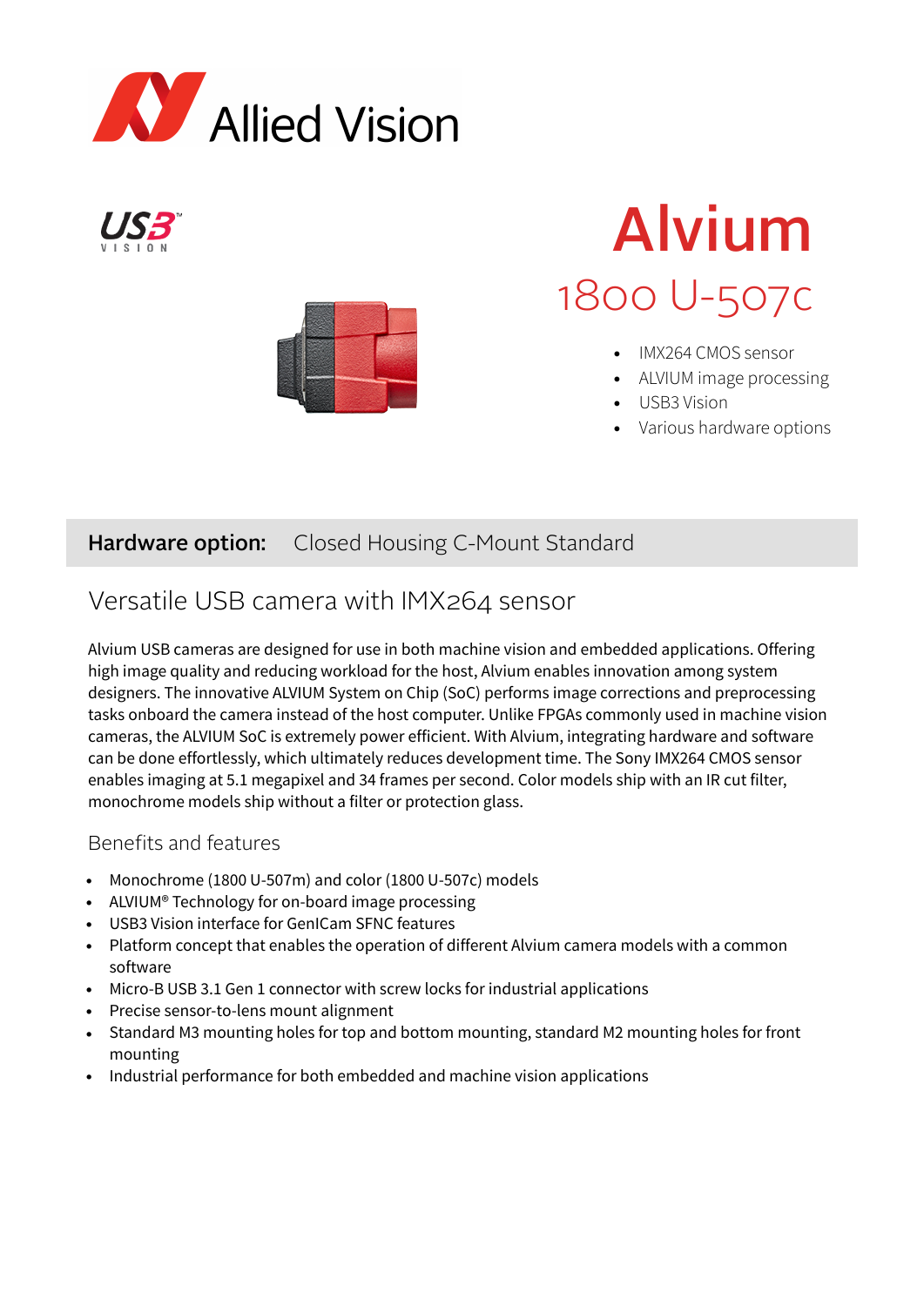Allied Vision

USB3 VISION

# Alvium

## 1800 U-507c

- IMX264 CMOS sensor
- ALVIUM image processing
- USB3 Vision
- Various hardware options

**Hardware option:** Closed Housing C-Mount Standard

## Versatile USB camera with IMX264 sensor

Alvium USB cameras are designed for use in both machine vision and embedded applications. Offering high image quality and reducing workload for the host, Alvium enables innovation among system designers. The innovative ALVIUM System on Chip (SoC) performs image corrections and preprocessing tasks onboard the camera instead of the host computer. Unlike FPGAs commonly used in machine vision cameras, the ALVIUM SoC is extremely power efficient. With Alvium, integrating hardware and software can be done effortlessly, which ultimately reduces development time. The Sony IMX264 CMOS sensor enables imaging at 5.1 megapixel and 34 frames per second. Color models ship with an IR cut filter, monochrome models ship without a filter or protection glass.

### Benefits and features

- Monochrome (1800 U-507m) and color (1800 U-507c) models
- ALVIUM® Technology for on-board image processing
- USB3 Vision interface for GenICam SFNC features
- Platform concept that enables the operation of different Alvium camera models with a common software
- Micro-B USB 3.1 Gen 1 connector with screw locks for industrial applications
- Precise sensor-to-lens mount alignment
- Standard M3 mounting holes for top and bottom mounting, standard M2 mounting holes for front mounting
- Industrial performance for both embedded and machine vision applications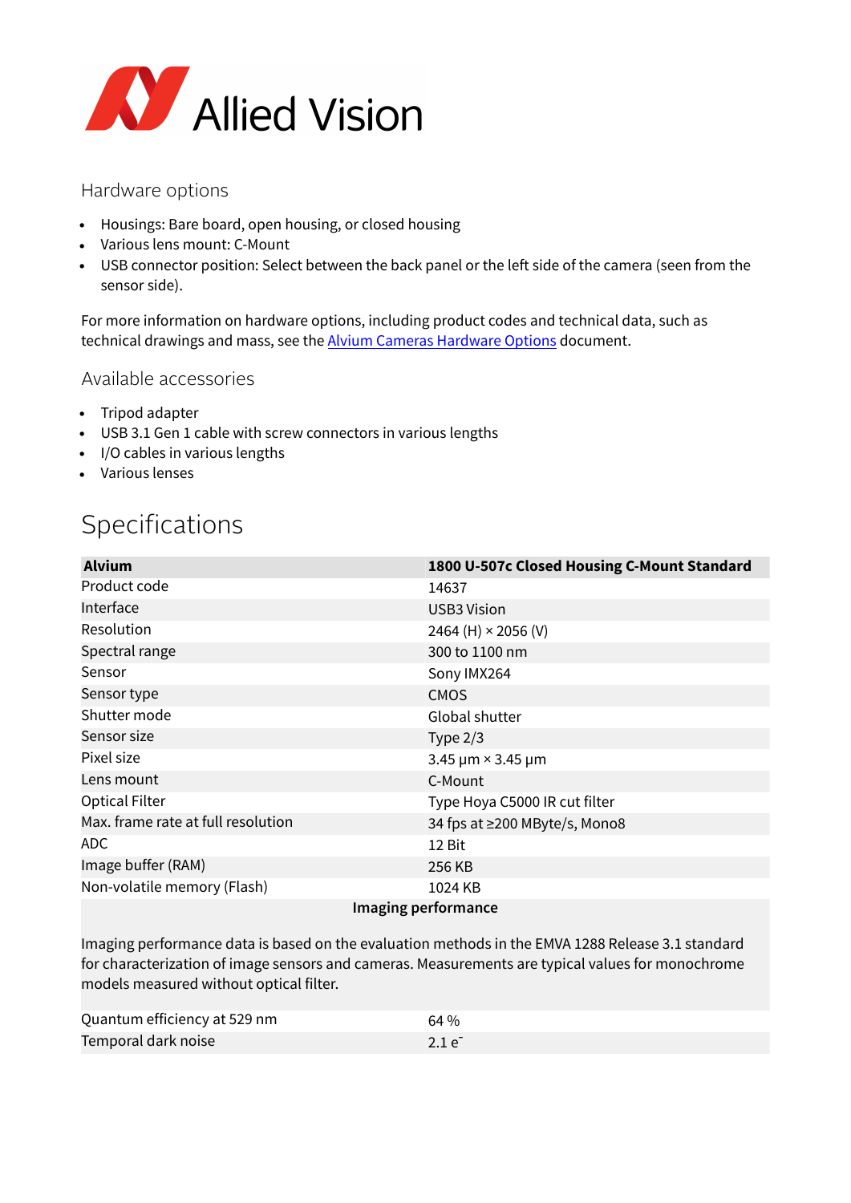## Hardware options

- Housings: Bare board, open housing, or closed housing
- Various lens mount: C-Mount
- USB connector position: Select between the back panel or the left side of the camera (seen from the sensor side).

For more information on hardware options, including product codes and technical data, such as technical drawings and mass, see the Alvium Cameras Hardware Options document.

## Available accessories

- Tripod adapter
- USB 3.1 Gen 1 cable with screw connectors in various lengths
- I/O cables in various lengths
- Various lenses

# Specifications

| **Alvium** | **1800 U-507c Closed Housing C-Mount Standard** |
|---|---|
| Product code | 14637 |
| Interface | USB3 Vision |
| Resolution | 2464 (H) × 2056 (V) |
| Spectral range | 300 to 1100 nm |
| Sensor | Sony IMX264 |
| Sensor type | CMOS |
| Shutter mode | Global shutter |
| Sensor size | Type 2/3 |
| Pixel size | 3.45 µm × 3.45 µm |
| Lens mount | C-Mount |
| Optical Filter | Type Hoya C5000 IR cut filter |
| Max. frame rate at full resolution | 34 fps at ≥200 MByte/s, Mono8 |
| ADC | 12 Bit |
| Image buffer (RAM) | 256 KB |
| Non-volatile memory (Flash) | 1024 KB |
| **Imaging performance** | |
| Imaging performance data is based on the evaluation methods in the EMVA 1288 Release 3.1 standard for characterization of image sensors and cameras. Measurements are typical values for monochrome models measured without optical filter. | |
| Quantum efficiency at 529 nm | 64 % |
| Temporal dark noise | 2.1 $e^-$ |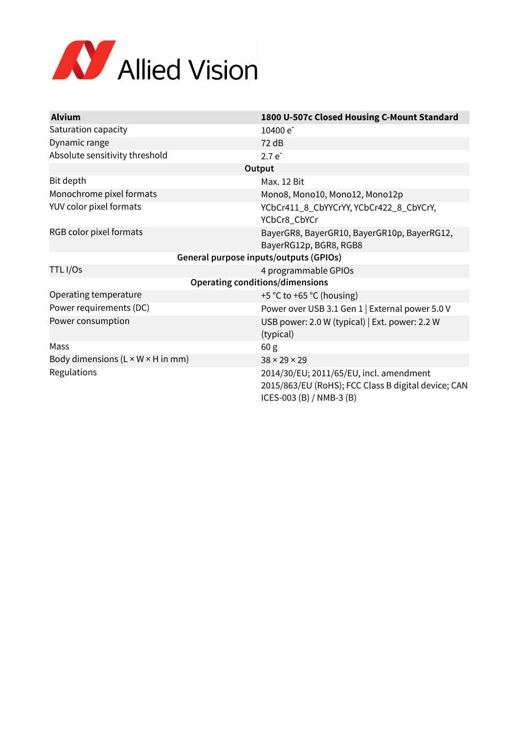| Alvium | 1800 U-507c Closed Housing C-Mount Standard |
|---|---|
| Saturation capacity | 10400 $e^-$ |
| Dynamic range | 72 dB |
| Absolute sensitivity threshold | 2.7 $e^-$ |
| **Output** | |
| Bit depth | Max. 12 Bit |
| Monochrome pixel formats | Mono8, Mono10, Mono12, Mono12p |
| YUV color pixel formats | YCbCr411_8_CbYYCrYY, YCbCr422_8_CbYCrY, YCbCr8_CbYCr |
| RGB color pixel formats | BayerGR8, BayerGR10, BayerGR10p, BayerRG12, BayerRG12p, BGR8, RGB8 |
| **General purpose inputs/outputs (GPIOs)** | |
| TTL I/Os | 4 programmable GPIOs |
| **Operating conditions/dimensions** | |
| Operating temperature | +5 °C to +65 °C (housing) |
| Power requirements (DC) | Power over USB 3.1 Gen 1 \| External power 5.0 V |
| Power consumption | USB power: 2.0 W (typical) \| Ext. power: 2.2 W (typical) |
| Mass | 60 g |
| Body dimensions (L × W × H in mm) | 38 × 29 × 29 |
| Regulations | 2014/30/EU; 2011/65/EU, incl. amendment 2015/863/EU (RoHS); FCC Class B digital device; CAN ICES-003 (B) / NMB-3 (B) |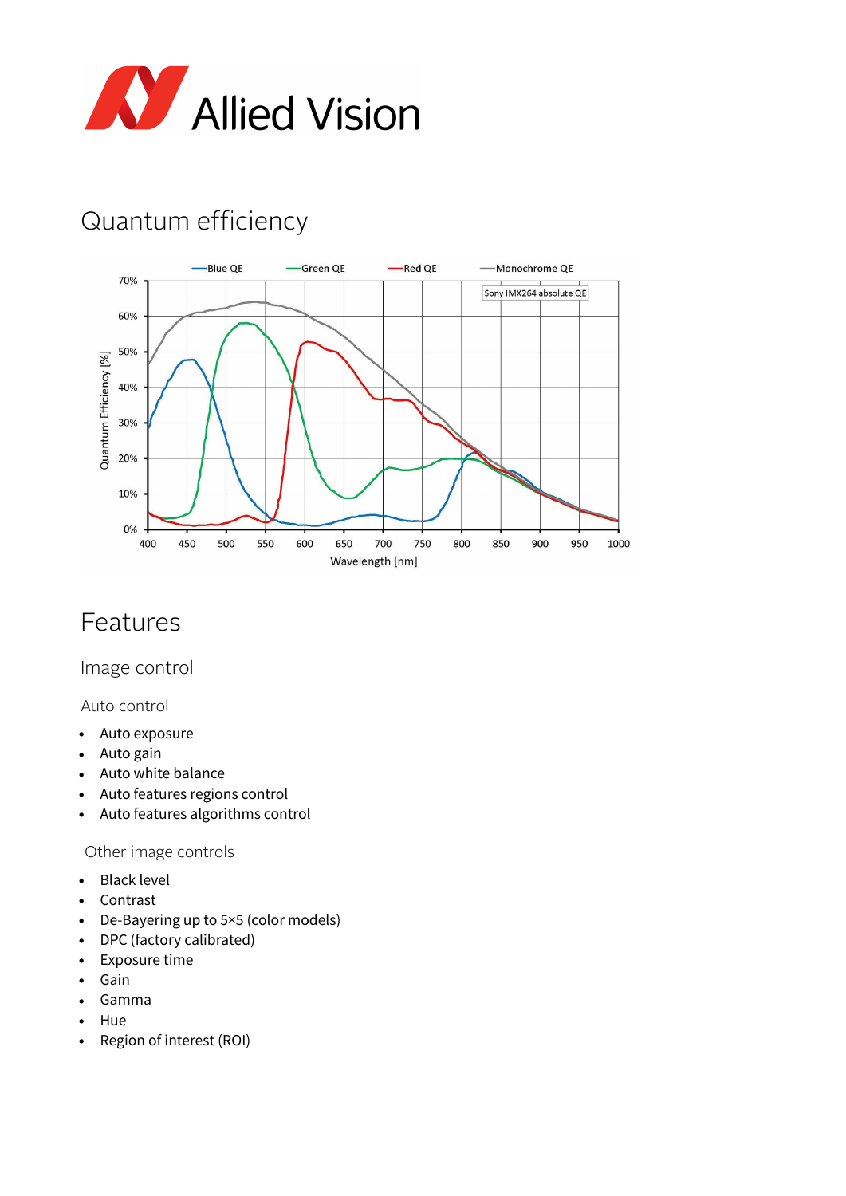# Quantum efficiency

# Features

## Image control

### Auto control

- Auto exposure
- Auto gain
- Auto white balance
- Auto features regions control
- Auto features algorithms control

### Other image controls

- Black level
- Contrast
- De-Bayering up to 5×5 (color models)
- DPC (factory calibrated)
- Exposure time
- Gain
- Gamma
- Hue
- Region of interest (ROI)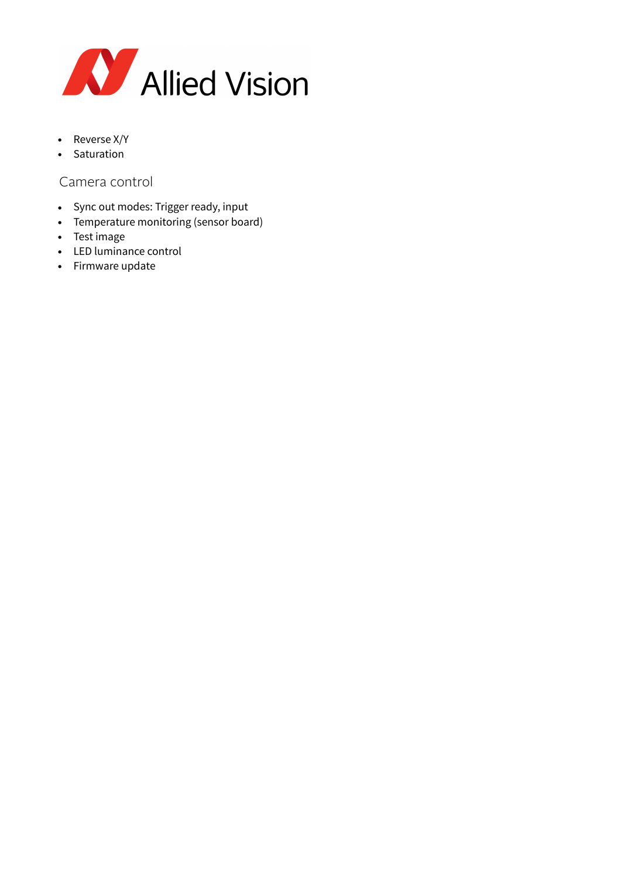- Reverse X/Y
- Saturation

## Camera control

- Sync out modes: Trigger ready, input
- Temperature monitoring (sensor board)
- Test image
- LED luminance control
- Firmware update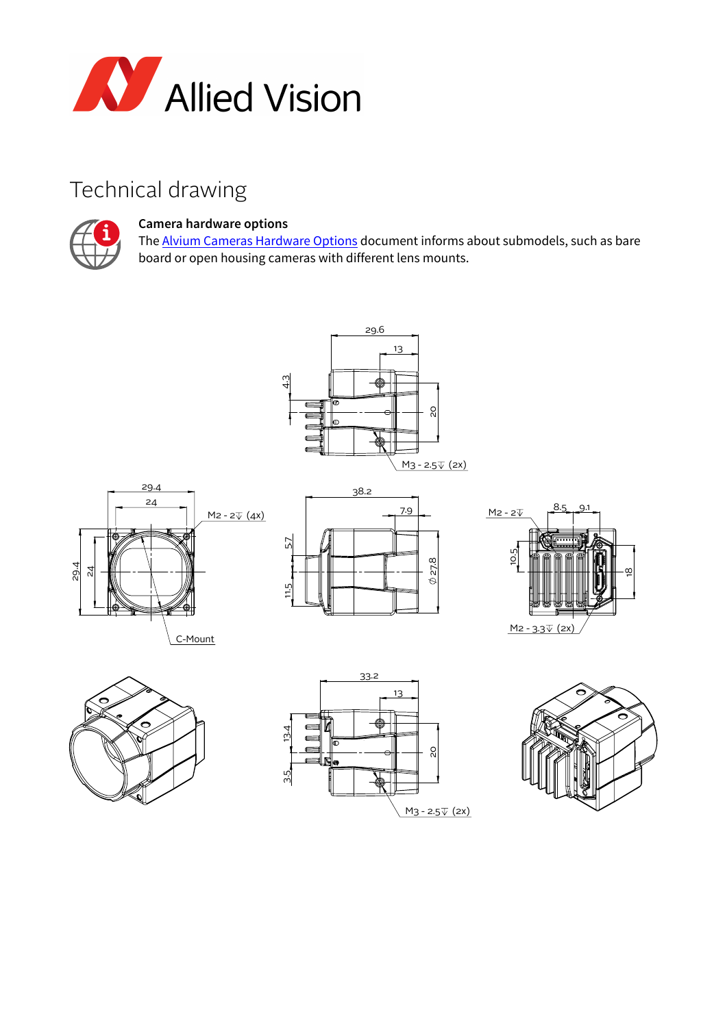# Technical drawing

**Camera hardware options**
The Alvium Cameras Hardware Options document informs about submodels, such as bare board or open housing cameras with different lens mounts.

29.6
13
4.3
20
M3 - 2.5 (2x)

29.4
24
M2 - 2 (4x)
29.4
24
C-Mount

38.2
7.9
5.7
11.5
⌀27.8

M2 - 2
8.5
9.1
10.5
18
M2 - 3.3 (2x)

33.2
13
13.4
3.5
20
M3 - 2.5 (2x)